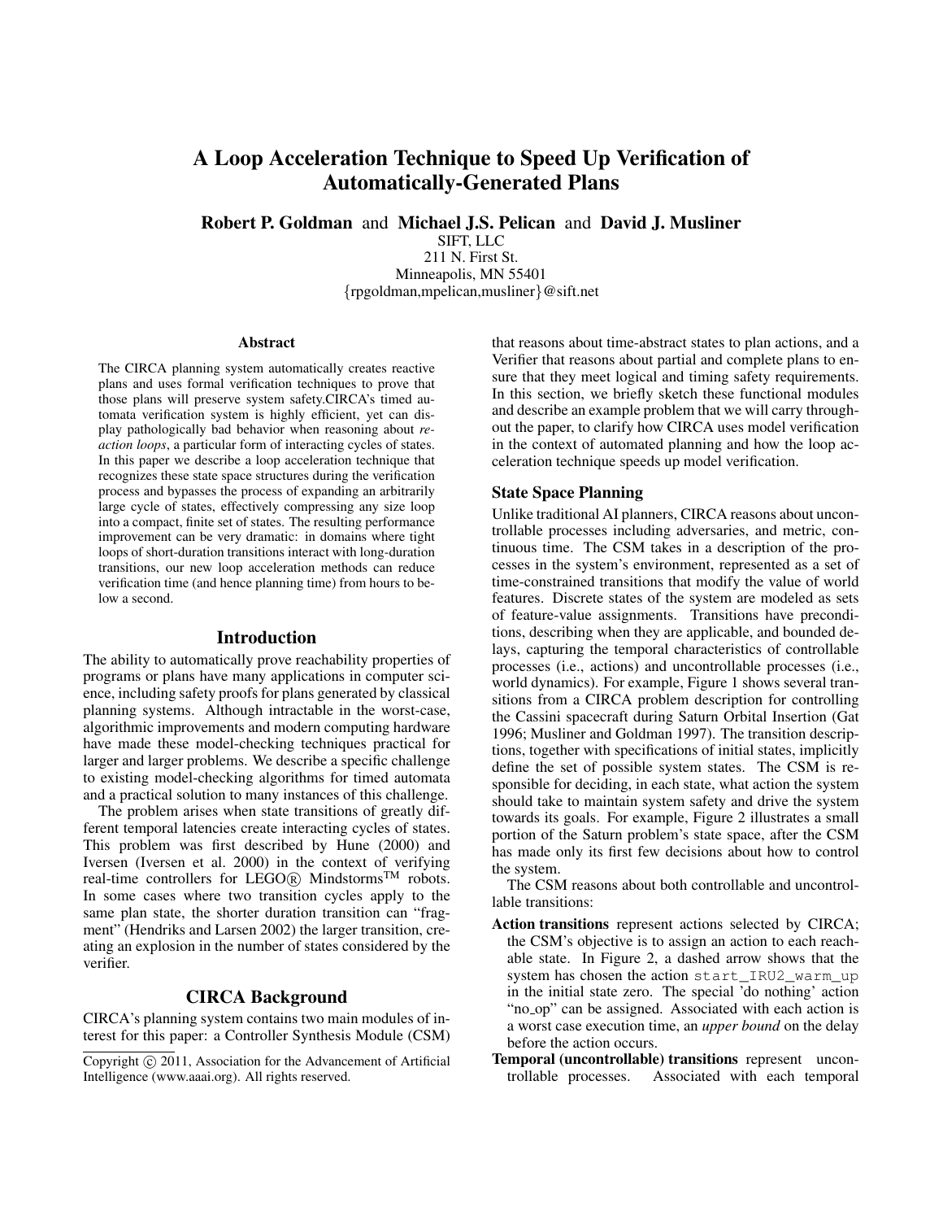# A Loop Acceleration Technique to Speed Up Verification of Automatically-Generated Plans

**Robert P. Goldman** and **Michael J.S. Pelican** and **David J. Musliner**
SIFT, LLC
211 N. First St.
Minneapolis, MN 55401
{rpgoldman,mpelican,musliner}@sift.net

### Abstract

The CIRCA planning system automatically creates reactive plans and uses formal verification techniques to prove that those plans will preserve system safety.CIRCA's timed automata verification system is highly efficient, yet can display pathologically bad behavior when reasoning about *reaction loops*, a particular form of interacting cycles of states. In this paper we describe a loop acceleration technique that recognizes these state space structures during the verification process and bypasses the process of expanding an arbitrarily large cycle of states, effectively compressing any size loop into a compact, finite set of states. The resulting performance improvement can be very dramatic: in domains where tight loops of short-duration transitions interact with long-duration transitions, our new loop acceleration methods can reduce verification time (and hence planning time) from hours to below a second.

## Introduction

The ability to automatically prove reachability properties of programs or plans have many applications in computer science, including safety proofs for plans generated by classical planning systems. Although intractable in the worst-case, algorithmic improvements and modern computing hardware have made these model-checking techniques practical for larger and larger problems. We describe a specific challenge to existing model-checking algorithms for timed automata and a practical solution to many instances of this challenge.

The problem arises when state transitions of greatly different temporal latencies create interacting cycles of states. This problem was first described by Hune (2000) and Iversen (Iversen et al. 2000) in the context of verifying real-time controllers for LEGO® Mindstorms™ robots. In some cases where two transition cycles apply to the same plan state, the shorter duration transition can "fragment" (Hendriks and Larsen 2002) the larger transition, creating an explosion in the number of states considered by the verifier.

## CIRCA Background

CIRCA's planning system contains two main modules of interest for this paper: a Controller Synthesis Module (CSM) that reasons about time-abstract states to plan actions, and a Verifier that reasons about partial and complete plans to ensure that they meet logical and timing safety requirements. In this section, we briefly sketch these functional modules and describe an example problem that we will carry throughout the paper, to clarify how CIRCA uses model verification in the context of automated planning and how the loop acceleration technique speeds up model verification.

### State Space Planning

Unlike traditional AI planners, CIRCA reasons about uncontrollable processes including adversaries, and metric, continuous time. The CSM takes in a description of the processes in the system's environment, represented as a set of time-constrained transitions that modify the value of world features. Discrete states of the system are modeled as sets of feature-value assignments. Transitions have preconditions, describing when they are applicable, and bounded delays, capturing the temporal characteristics of controllable processes (i.e., actions) and uncontrollable processes (i.e., world dynamics). For example, Figure 1 shows several transitions from a CIRCA problem description for controlling the Cassini spacecraft during Saturn Orbital Insertion (Gat 1996; Musliner and Goldman 1997). The transition descriptions, together with specifications of initial states, implicitly define the set of possible system states. The CSM is responsible for deciding, in each state, what action the system should take to maintain system safety and drive the system towards its goals. For example, Figure 2 illustrates a small portion of the Saturn problem's state space, after the CSM has made only its first few decisions about how to control the system.

The CSM reasons about both controllable and uncontrollable transitions:

**Action transitions** represent actions selected by CIRCA; the CSM's objective is to assign an action to each reachable state. In Figure 2, a dashed arrow shows that the system has chosen the action `start_IRU2_warm_up` in the initial state zero. The special 'do nothing' action "no_op" can be assigned. Associated with each action is a worst case execution time, an *upper bound* on the delay before the action occurs.

**Temporal (uncontrollable) transitions** represent uncontrollable processes. Associated with each temporal

Copyright © 2011, Association for the Advancement of Artificial Intelligence (www.aaai.org). All rights reserved.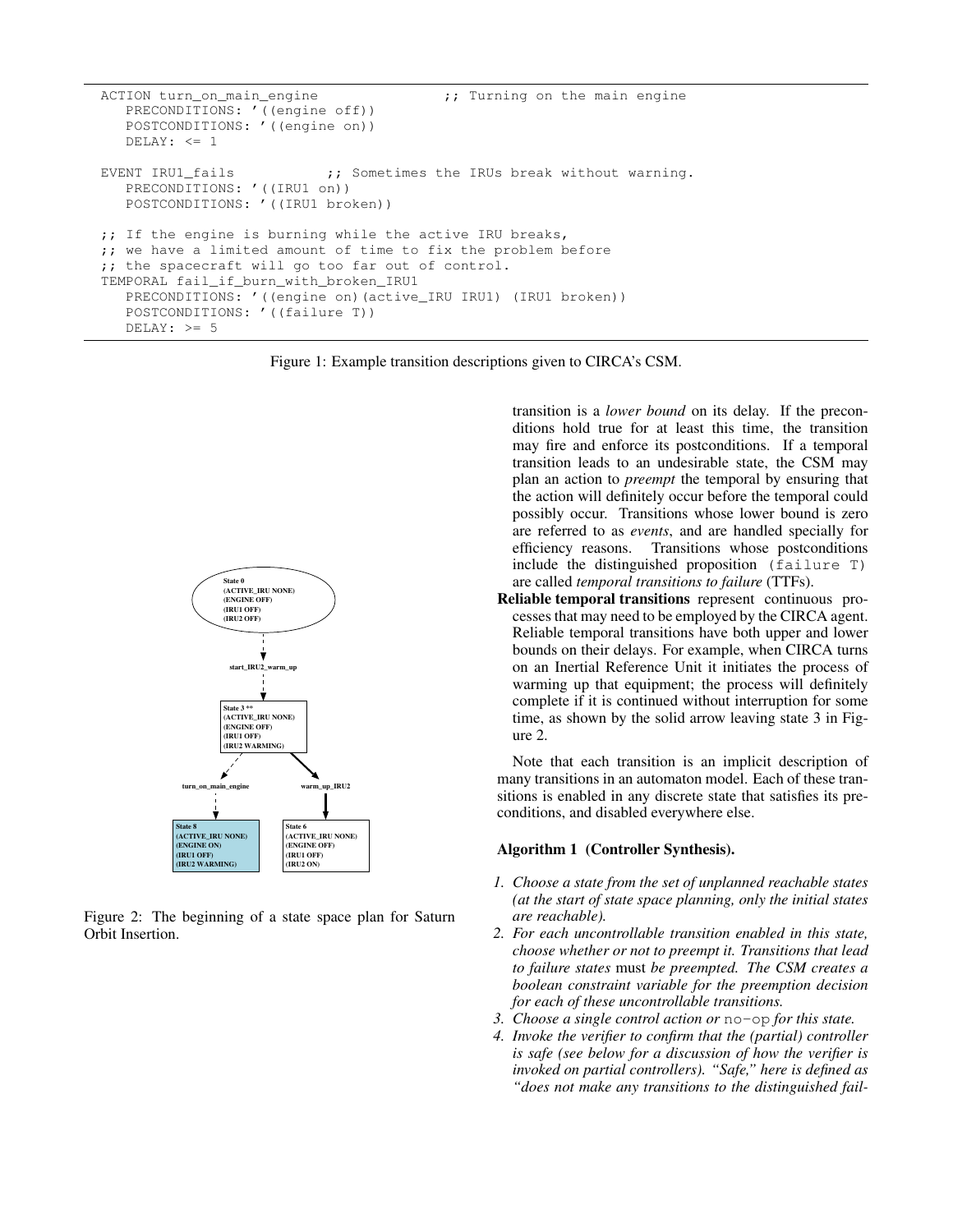```
ACTION turn_on_main_engine              ;; Turning on the main engine
   PRECONDITIONS: '((engine off))
   POSTCONDITIONS: '((engine on))
   DELAY: <= 1

EVENT IRU1_fails            ;; Sometimes the IRUs break without warning.
   PRECONDITIONS: '((IRU1 on))
   POSTCONDITIONS: '((IRU1 broken))

;; If the engine is burning while the active IRU breaks,
;; we have a limited amount of time to fix the problem before
;; the spacecraft will go too far out of control.
TEMPORAL fail_if_burn_with_broken_IRU1
   PRECONDITIONS: '((engine on)(active_IRU IRU1) (IRU1 broken))
   POSTCONDITIONS: '((failure T))
   DELAY: >= 5
```

Figure 1: Example transition descriptions given to CIRCA's CSM.

Figure 2: The beginning of a state space plan for Saturn Orbit Insertion.

transition is a *lower bound* on its delay. If the preconditions hold true for at least this time, the transition may fire and enforce its postconditions. If a temporal transition leads to an undesirable state, the CSM may plan an action to *preempt* the temporal by ensuring that the action will definitely occur before the temporal could possibly occur. Transitions whose lower bound is zero are referred to as *events*, and are handled specially for efficiency reasons. Transitions whose postconditions include the distinguished proposition `(failure T)` are called *temporal transitions to failure* (TTFs).

**Reliable temporal transitions** represent continuous processes that may need to be employed by the CIRCA agent. Reliable temporal transitions have both upper and lower bounds on their delays. For example, when CIRCA turns on an Inertial Reference Unit it initiates the process of warming up that equipment; the process will definitely complete if it is continued without interruption for some time, as shown by the solid arrow leaving state 3 in Figure 2.

Note that each transition is an implicit description of many transitions in an automaton model. Each of these transitions is enabled in any discrete state that satisfies its preconditions, and disabled everywhere else.

**Algorithm 1 (Controller Synthesis).**

1. *Choose a state from the set of unplanned reachable states (at the start of state space planning, only the initial states are reachable).*
2. *For each uncontrollable transition enabled in this state, choose whether or not to preempt it. Transitions that lead to failure states* must *be preempted. The CSM creates a boolean constraint variable for the preemption decision for each of these uncontrollable transitions.*
3. *Choose a single control action or* `no-op` *for this state.*
4. *Invoke the verifier to confirm that the (partial) controller is safe (see below for a discussion of how the verifier is invoked on partial controllers). "Safe," here is defined as "does not make any transitions to the distinguished fail-*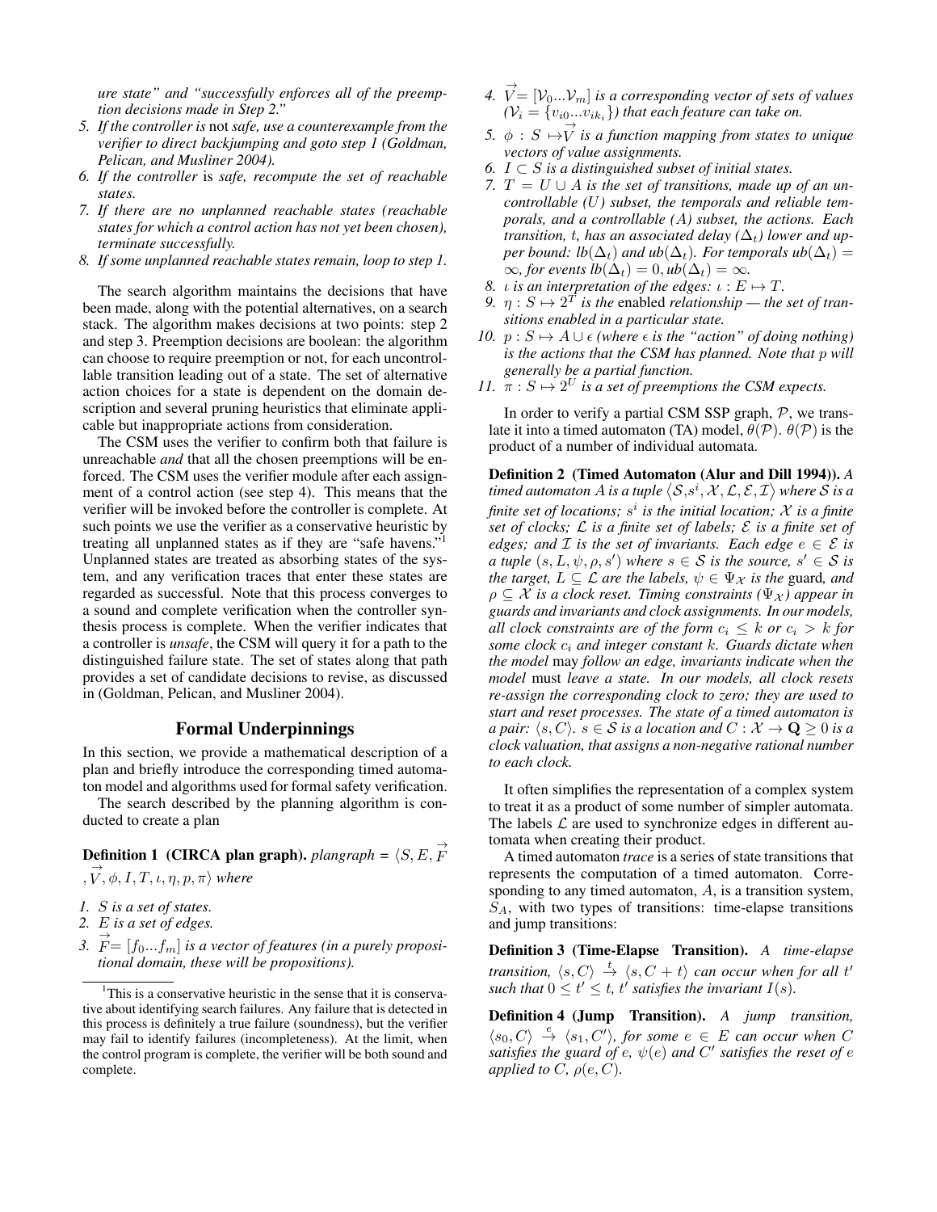*ure state" and "successfully enforces all of the preemption decisions made in Step 2."*

5. *If the controller is* not *safe, use a counterexample from the verifier to direct backjumping and goto step 1 (Goldman, Pelican, and Musliner 2004).*
6. *If the controller* is *safe, recompute the set of reachable states.*
7. *If there are no unplanned reachable states (reachable states for which a control action has not yet been chosen), terminate successfully.*
8. *If some unplanned reachable states remain, loop to step 1.*

The search algorithm maintains the decisions that have been made, along with the potential alternatives, on a search stack. The algorithm makes decisions at two points: step 2 and step 3. Preemption decisions are boolean: the algorithm can choose to require preemption or not, for each uncontrollable transition leading out of a state. The set of alternative action choices for a state is dependent on the domain description and several pruning heuristics that eliminate applicable but inappropriate actions from consideration.

The CSM uses the verifier to confirm both that failure is unreachable *and* that all the chosen preemptions will be enforced. The CSM uses the verifier module after each assignment of a control action (see step 4). This means that the verifier will be invoked before the controller is complete. At such points we use the verifier as a conservative heuristic by treating all unplanned states as if they are "safe havens."[1] Unplanned states are treated as absorbing states of the system, and any verification traces that enter these states are regarded as successful. Note that this process converges to a sound and complete verification when the controller synthesis process is complete. When the verifier indicates that a controller is *unsafe*, the CSM will query it for a path to the distinguished failure state. The set of states along that path provides a set of candidate decisions to revise, as discussed in (Goldman, Pelican, and Musliner 2004).

## Formal Underpinnings

In this section, we provide a mathematical description of a plan and briefly introduce the corresponding timed automaton model and algorithms used for formal safety verification.

The search described by the planning algorithm is conducted to create a plan

**Definition 1 (CIRCA plan graph).** *plangraph* = $\langle S, E, \vec{F}, \vec{V}, \phi, I, T, \iota, \eta, p, \pi \rangle$ *where*

1. *$S$ is a set of states.*
2. *$E$ is a set of edges.*
3. *$\vec{F} = [f_0 ... f_m]$ is a vector of features (in a purely propositional domain, these will be propositions).*
4. *$\vec{V} = [\mathcal{V}_0 ... \mathcal{V}_m]$ is a corresponding vector of sets of values ($\mathcal{V}_i = \{v_{i0} ... v_{ik_i}\}$) that each feature can take on.*
5. *$\phi : S \mapsto \vec{V}$ is a function mapping from states to unique vectors of value assignments.*
6. *$I \subset S$ is a distinguished subset of initial states.*
7. *$T = U \cup A$ is the set of transitions, made up of an uncontrollable ($U$) subset, the temporals and reliable temporals, and a controllable ($A$) subset, the actions. Each transition, $t$, has an associated delay ($\Delta_t$) lower and upper bound: $lb(\Delta_t)$ and $ub(\Delta_t)$. For temporals $ub(\Delta_t) = \infty$, for events $lb(\Delta_t) = 0, ub(\Delta_t) = \infty$.*
8. *$\iota$ is an interpretation of the edges: $\iota : E \mapsto T$.*
9. *$\eta : S \mapsto 2^T$ is the* enabled *relationship — the set of transitions enabled in a particular state.*
10. *$p : S \mapsto A \cup \epsilon$ (where $\epsilon$ is the "action" of doing nothing) is the actions that the CSM has planned. Note that $p$ will generally be a partial function.*
11. *$\pi : S \mapsto 2^U$ is a set of preemptions the CSM expects.*

In order to verify a partial CSM SSP graph, $\mathcal{P}$, we translate it into a timed automaton (TA) model, $\theta(\mathcal{P})$. $\theta(\mathcal{P})$ is the product of a number of individual automata.

**Definition 2 (Timed Automaton (Alur and Dill 1994)).** *A timed automaton $A$ is a tuple $\langle \mathcal{S}, s^i, \mathcal{X}, \mathcal{L}, \mathcal{E}, \mathcal{I} \rangle$ where $\mathcal{S}$ is a finite set of locations; $s^i$ is the initial location; $\mathcal{X}$ is a finite set of clocks; $\mathcal{L}$ is a finite set of labels; $\mathcal{E}$ is a finite set of edges; and $\mathcal{I}$ is the set of invariants. Each edge $e \in \mathcal{E}$ is a tuple $(s, L, \psi, \rho, s')$ where $s \in \mathcal{S}$ is the source, $s' \in \mathcal{S}$ is the target, $L \subseteq \mathcal{L}$ are the labels, $\psi \in \Psi_{\mathcal{X}}$ is the* guard, *and $\rho \subseteq \mathcal{X}$ is a clock reset. Timing constraints ($\Psi_{\mathcal{X}}$) appear in guards and invariants and clock assignments. In our models, all clock constraints are of the form $c_i \leq k$ or $c_i > k$ for some clock $c_i$ and integer constant $k$. Guards dictate when the model* may *follow an edge, invariants indicate when the model* must *leave a state. In our models, all clock resets re-assign the corresponding clock to zero; they are used to start and reset processes. The state of a timed automaton is a pair: $\langle s, C \rangle$. $s \in \mathcal{S}$ is a location and $C : \mathcal{X} \to \mathbf{Q} \geq 0$ is a clock valuation, that assigns a non-negative rational number to each clock.*

It often simplifies the representation of a complex system to treat it as a product of some number of simpler automata. The labels $\mathcal{L}$ are used to synchronize edges in different automata when creating their product.

A timed automaton *trace* is a series of state transitions that represents the computation of a timed automaton. Corresponding to any timed automaton, $A$, is a transition system, $S_A$, with two types of transitions: time-elapse transitions and jump transitions:

**Definition 3 (Time-Elapse Transition).** *A time-elapse transition, $\langle s, C \rangle \xrightarrow{t} \langle s, C + t \rangle$ can occur when for all $t'$ such that $0 \leq t' \leq t$, $t'$ satisfies the invariant $I(s)$.*

**Definition 4 (Jump Transition).** *A jump transition, $\langle s_0, C \rangle \xrightarrow{e} \langle s_1, C' \rangle$, for some $e \in E$ can occur when $C$ satisfies the guard of $e$, $\psi(e)$ and $C'$ satisfies the reset of $e$ applied to $C$, $\rho(e, C)$.*

---

[1] This is a conservative heuristic in the sense that it is conservative about identifying search failures. Any failure that is detected in this process is definitely a true failure (soundness), but the verifier may fail to identify failures (incompleteness). At the limit, when the control program is complete, the verifier will be both sound and complete.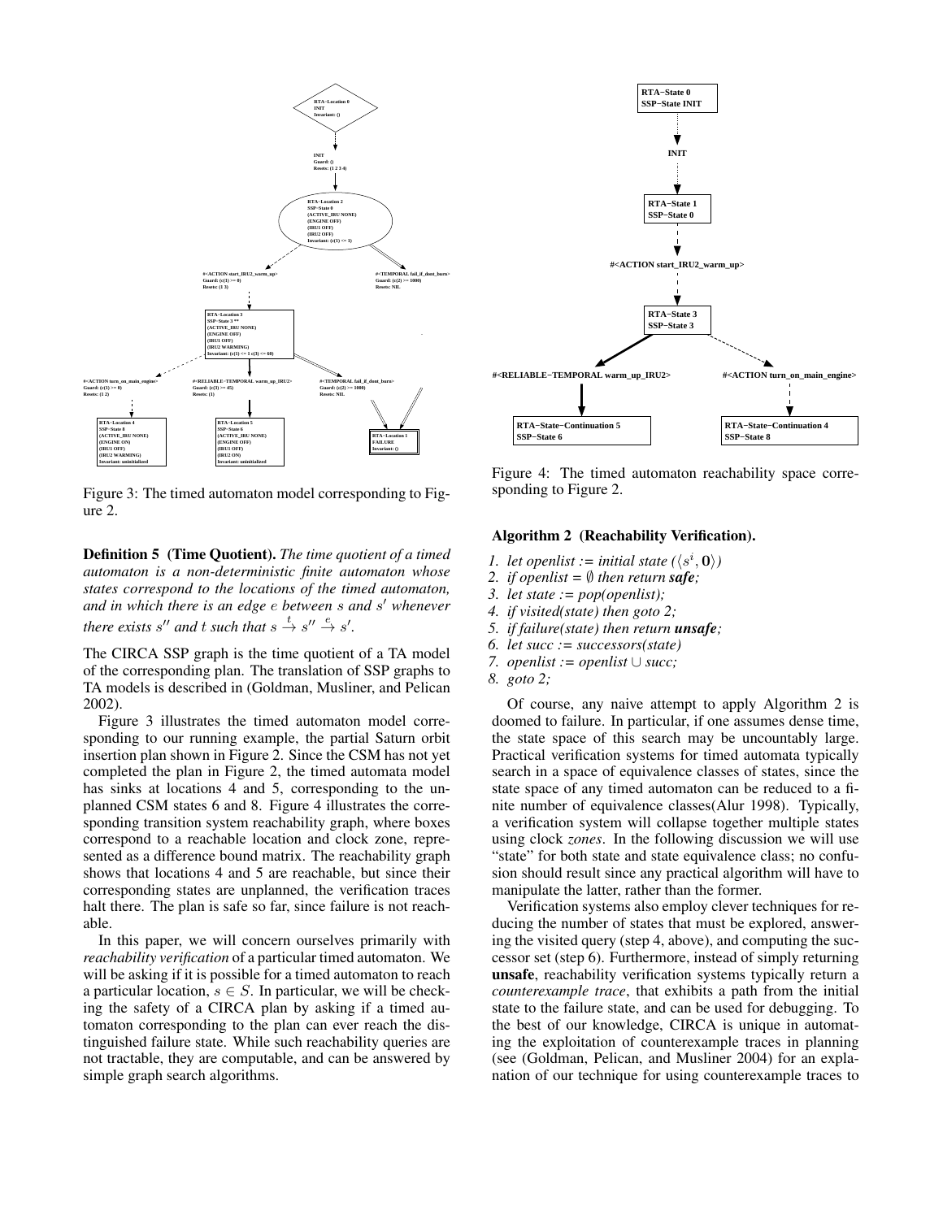Figure 3: The timed automaton model corresponding to Figure 2.

**Definition 5 (Time Quotient).** *The time quotient of a timed automaton is a non-deterministic finite automaton whose states correspond to the locations of the timed automaton, and in which there is an edge $e$ between $s$ and $s'$ whenever there exists $s''$ and $t$ such that $s \xrightarrow{t} s'' \xrightarrow{e} s'$.*

The CIRCA SSP graph is the time quotient of a TA model of the corresponding plan. The translation of SSP graphs to TA models is described in (Goldman, Musliner, and Pelican 2002).

Figure 3 illustrates the timed automaton model corresponding to our running example, the partial Saturn orbit insertion plan shown in Figure 2. Since the CSM has not yet completed the plan in Figure 2, the timed automata model has sinks at locations 4 and 5, corresponding to the unplanned CSM states 6 and 8. Figure 4 illustrates the corresponding transition system reachability graph, where boxes correspond to a reachable location and clock zone, represented as a difference bound matrix. The reachability graph shows that locations 4 and 5 are reachable, but since their corresponding states are unplanned, the verification traces halt there. The plan is safe so far, since failure is not reachable.

In this paper, we will concern ourselves primarily with *reachability verification* of a particular timed automaton. We will be asking if it is possible for a timed automaton to reach a particular location, $s \in S$. In particular, we will be checking the safety of a CIRCA plan by asking if a timed automaton corresponding to the plan can ever reach the distinguished failure state. While such reachability queries are not tractable, they are computable, and can be answered by simple graph search algorithms.

Figure 4: The timed automaton reachability space corresponding to Figure 2.

**Algorithm 2 (Reachability Verification).**

1. *let openlist := initial state ($\langle s^i, \mathbf{0} \rangle$)*
2. *if openlist = $\emptyset$ then return **safe**;*
3. *let state := pop(openlist);*
4. *if visited(state) then goto 2;*
5. *if failure(state) then return **unsafe**;*
6. *let succ := successors(state)*
7. *openlist := openlist $\cup$ succ;*
8. *goto 2;*

Of course, any naive attempt to apply Algorithm 2 is doomed to failure. In particular, if one assumes dense time, the state space of this search may be uncountably large. Practical verification systems for timed automata typically search in a space of equivalence classes of states, since the state space of any timed automaton can be reduced to a finite number of equivalence classes(Alur 1998). Typically, a verification system will collapse together multiple states using clock *zones*. In the following discussion we will use "state" for both state and state equivalence class; no confusion should result since any practical algorithm will have to manipulate the latter, rather than the former.

Verification systems also employ clever techniques for reducing the number of states that must be explored, answering the visited query (step 4, above), and computing the successor set (step 6). Furthermore, instead of simply returning **unsafe**, reachability verification systems typically return a *counterexample trace*, that exhibits a path from the initial state to the failure state, and can be used for debugging. To the best of our knowledge, CIRCA is unique in automating the exploitation of counterexample traces in planning (see (Goldman, Pelican, and Musliner 2004) for an explanation of our technique for using counterexample traces to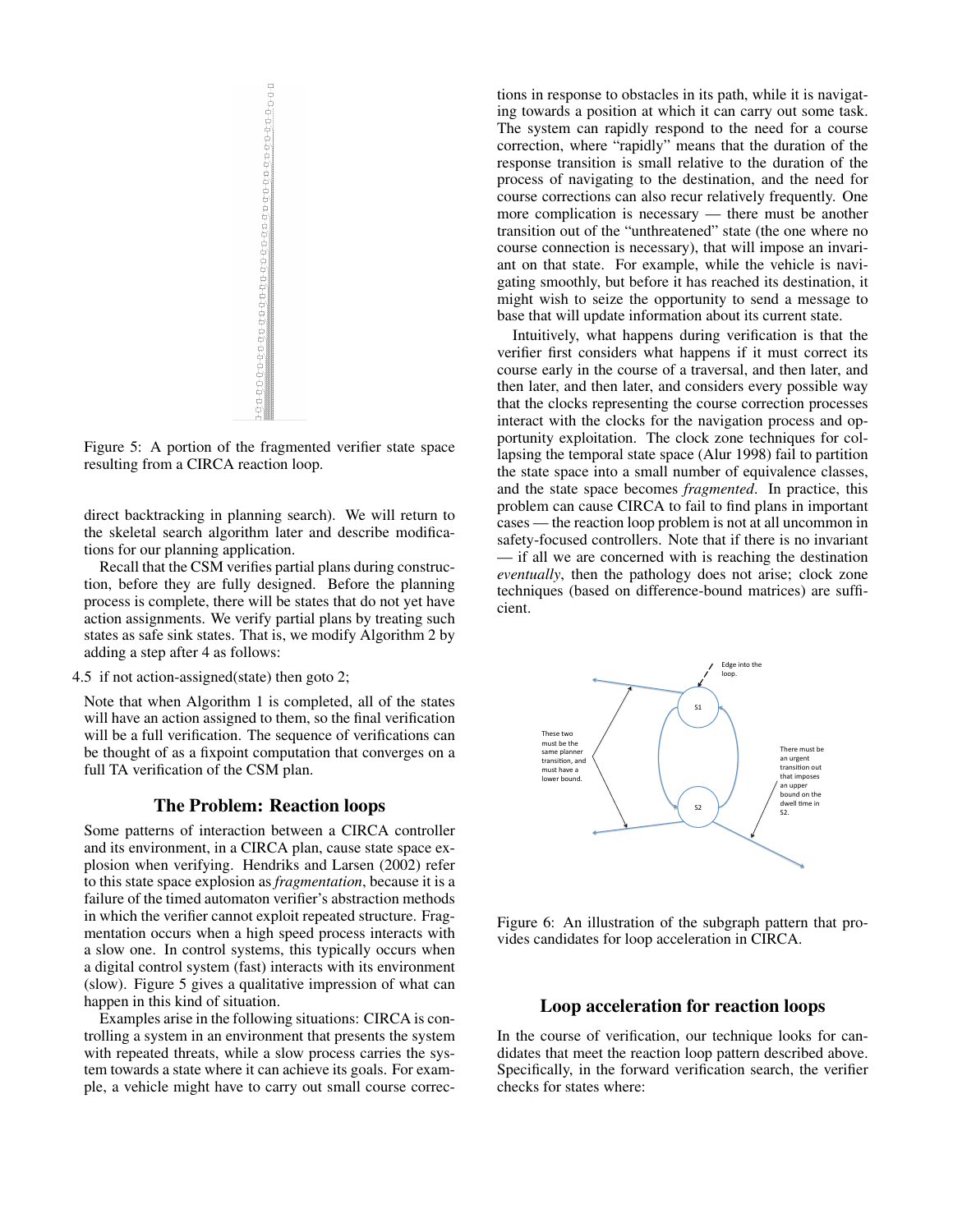Figure 5: A portion of the fragmented verifier state space resulting from a CIRCA reaction loop.

direct backtracking in planning search). We will return to the skeletal search algorithm later and describe modifications for our planning application.

Recall that the CSM verifies partial plans during construction, before they are fully designed. Before the planning process is complete, there will be states that do not yet have action assignments. We verify partial plans by treating such states as safe sink states. That is, we modify Algorithm 2 by adding a step after 4 as follows:

4.5 if not action-assigned(state) then goto 2;

Note that when Algorithm 1 is completed, all of the states will have an action assigned to them, so the final verification will be a full verification. The sequence of verifications can be thought of as a fixpoint computation that converges on a full TA verification of the CSM plan.

## The Problem: Reaction loops

Some patterns of interaction between a CIRCA controller and its environment, in a CIRCA plan, cause state space explosion when verifying. Hendriks and Larsen (2002) refer to this state space explosion as *fragmentation*, because it is a failure of the timed automaton verifier's abstraction methods in which the verifier cannot exploit repeated structure. Fragmentation occurs when a high speed process interacts with a slow one. In control systems, this typically occurs when a digital control system (fast) interacts with its environment (slow). Figure 5 gives a qualitative impression of what can happen in this kind of situation.

Examples arise in the following situations: CIRCA is controlling a system in an environment that presents the system with repeated threats, while a slow process carries the system towards a state where it can achieve its goals. For example, a vehicle might have to carry out small course corrections in response to obstacles in its path, while it is navigating towards a position at which it can carry out some task. The system can rapidly respond to the need for a course correction, where "rapidly" means that the duration of the response transition is small relative to the duration of the process of navigating to the destination, and the need for course corrections can also recur relatively frequently. One more complication is necessary — there must be another transition out of the "unthreatened" state (the one where no course connection is necessary), that will impose an invariant on that state. For example, while the vehicle is navigating smoothly, but before it has reached its destination, it might wish to seize the opportunity to send a message to base that will update information about its current state.

Intuitively, what happens during verification is that the verifier first considers what happens if it must correct its course early in the course of a traversal, and then later, and then later, and then later, and considers every possible way that the clocks representing the course correction processes interact with the clocks for the navigation process and opportunity exploitation. The clock zone techniques for collapsing the temporal state space (Alur 1998) fail to partition the state space into a small number of equivalence classes, and the state space becomes *fragmented*. In practice, this problem can cause CIRCA to fail to find plans in important cases — the reaction loop problem is not at all uncommon in safety-focused controllers. Note that if there is no invariant — if all we are concerned with is reaching the destination *eventually*, then the pathology does not arise; clock zone techniques (based on difference-bound matrices) are sufficient.

Figure 6: An illustration of the subgraph pattern that provides candidates for loop acceleration in CIRCA.

## Loop acceleration for reaction loops

In the course of verification, our technique looks for candidates that meet the reaction loop pattern described above. Specifically, in the forward verification search, the verifier checks for states where: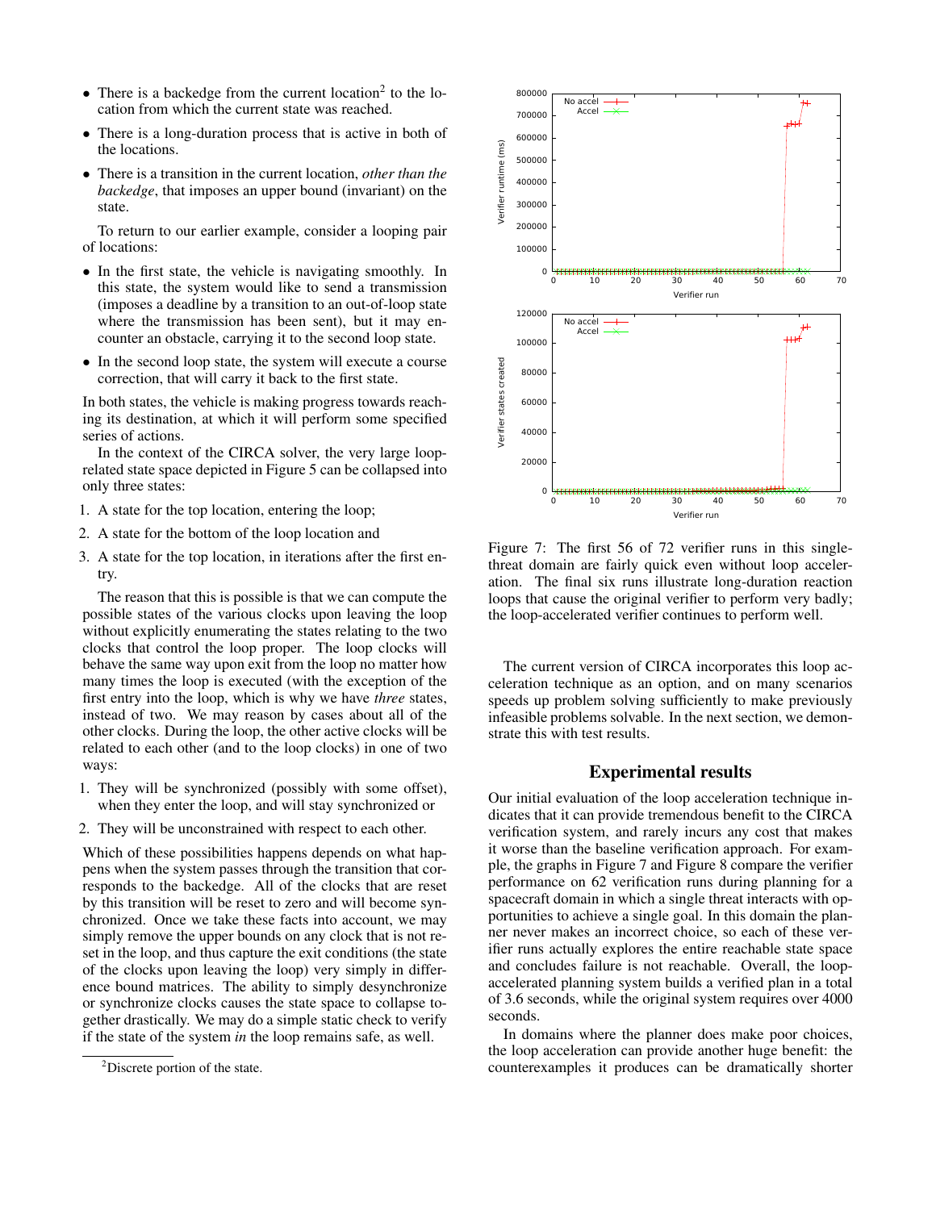- There is a backedge from the current location[2] to the location from which the current state was reached.
- There is a long-duration process that is active in both of the locations.
- There is a transition in the current location, *other than the backedge*, that imposes an upper bound (invariant) on the state.

To return to our earlier example, consider a looping pair of locations:

- In the first state, the vehicle is navigating smoothly. In this state, the system would like to send a transmission (imposes a deadline by a transition to an out-of-loop state where the transmission has been sent), but it may encounter an obstacle, carrying it to the second loop state.
- In the second loop state, the system will execute a course correction, that will carry it back to the first state.

In both states, the vehicle is making progress towards reaching its destination, at which it will perform some specified series of actions.

In the context of the CIRCA solver, the very large loop-related state space depicted in Figure 5 can be collapsed into only three states:

1. A state for the top location, entering the loop;
2. A state for the bottom of the loop location and
3. A state for the top location, in iterations after the first entry.

The reason that this is possible is that we can compute the possible states of the various clocks upon leaving the loop without explicitly enumerating the states relating to the two clocks that control the loop proper. The loop clocks will behave the same way upon exit from the loop no matter how many times the loop is executed (with the exception of the first entry into the loop, which is why we have *three* states, instead of two. We may reason by cases about all of the other clocks. During the loop, the other active clocks will be related to each other (and to the loop clocks) in one of two ways:

1. They will be synchronized (possibly with some offset), when they enter the loop, and will stay synchronized or
2. They will be unconstrained with respect to each other.

Which of these possibilities happens depends on what happens when the system passes through the transition that corresponds to the backedge. All of the clocks that are reset by this transition will be reset to zero and will become synchronized. Once we take these facts into account, we may simply remove the upper bounds on any clock that is not reset in the loop, and thus capture the exit conditions (the state of the clocks upon leaving the loop) very simply in difference bound matrices. The ability to simply desynchronize or synchronize clocks causes the state space to collapse together drastically. We may do a simple static check to verify if the state of the system *in* the loop remains safe, as well.

[2] Discrete portion of the state.

Figure 7: The first 56 of 72 verifier runs in this single-threat domain are fairly quick even without loop acceleration. The final six runs illustrate long-duration reaction loops that cause the original verifier to perform very badly; the loop-accelerated verifier continues to perform well.

The current version of CIRCA incorporates this loop acceleration technique as an option, and on many scenarios speeds up problem solving sufficiently to make previously infeasible problems solvable. In the next section, we demonstrate this with test results.

## Experimental results

Our initial evaluation of the loop acceleration technique indicates that it can provide tremendous benefit to the CIRCA verification system, and rarely incurs any cost that makes it worse than the baseline verification approach. For example, the graphs in Figure 7 and Figure 8 compare the verifier performance on 62 verification runs during planning for a spacecraft domain in which a single threat interacts with opportunities to achieve a single goal. In this domain the planner never makes an incorrect choice, so each of these verifier runs actually explores the entire reachable state space and concludes failure is not reachable. Overall, the loop-accelerated planning system builds a verified plan in a total of 3.6 seconds, while the original system requires over 4000 seconds.

In domains where the planner does make poor choices, the loop acceleration can provide another huge benefit: the counterexamples it produces can be dramatically shorter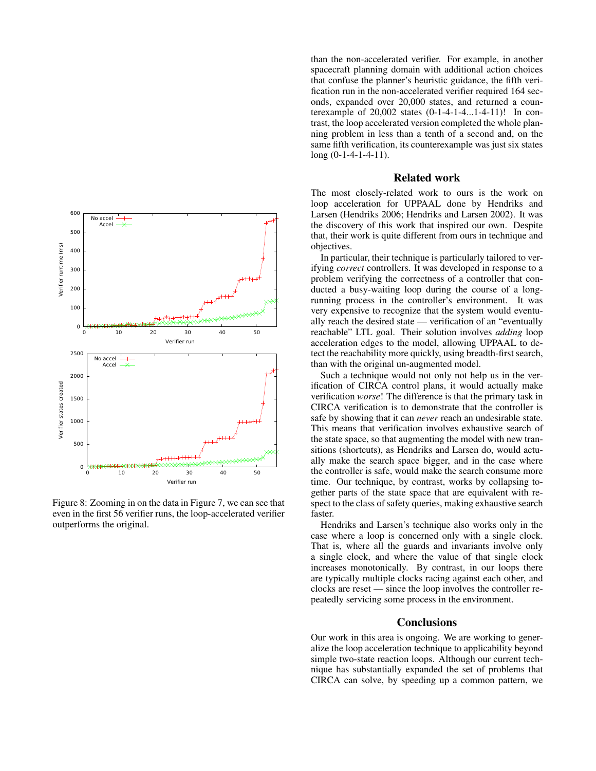than the non-accelerated verifier. For example, in another spacecraft planning domain with additional action choices that confuse the planner's heuristic guidance, the fifth verification run in the non-accelerated verifier required 164 seconds, expanded over 20,000 states, and returned a counterexample of 20,002 states (0-1-4-1-4...1-4-11)! In contrast, the loop accelerated version completed the whole planning problem in less than a tenth of a second and, on the same fifth verification, its counterexample was just six states long (0-1-4-1-4-11).

Verifier runtime (ms)
No accel
Accel
Verifier run

Verifier states created
No accel
Accel
Verifier run

Figure 8: Zooming in on the data in Figure 7, we can see that even in the first 56 verifier runs, the loop-accelerated verifier outperforms the original.

## Related work

The most closely-related work to ours is the work on loop acceleration for UPPAAL done by Hendriks and Larsen (Hendriks 2006; Hendriks and Larsen 2002). It was the discovery of this work that inspired our own. Despite that, their work is quite different from ours in technique and objectives.

In particular, their technique is particularly tailored to verifying *correct* controllers. It was developed in response to a problem verifying the correctness of a controller that conducted a busy-waiting loop during the course of a long-running process in the controller's environment. It was very expensive to recognize that the system would eventually reach the desired state — verification of an "eventually reachable" LTL goal. Their solution involves *adding* loop acceleration edges to the model, allowing UPPAAL to detect the reachability more quickly, using breadth-first search, than with the original un-augmented model.

Such a technique would not only not help us in the verification of CIRCA control plans, it would actually make verification *worse*! The difference is that the primary task in CIRCA verification is to demonstrate that the controller is safe by showing that it can *never* reach an undesirable state. This means that verification involves exhaustive search of the state space, so that augmenting the model with new transitions (shortcuts), as Hendriks and Larsen do, would actually make the search space bigger, and in the case where the controller is safe, would make the search consume more time. Our technique, by contrast, works by collapsing together parts of the state space that are equivalent with respect to the class of safety queries, making exhaustive search faster.

Hendriks and Larsen's technique also works only in the case where a loop is concerned only with a single clock. That is, where all the guards and invariants involve only a single clock, and where the value of that single clock increases monotonically. By contrast, in our loops there are typically multiple clocks racing against each other, and clocks are reset — since the loop involves the controller repeatedly servicing some process in the environment.

## Conclusions

Our work in this area is ongoing. We are working to generalize the loop acceleration technique to applicability beyond simple two-state reaction loops. Although our current technique has substantially expanded the set of problems that CIRCA can solve, by speeding up a common pattern, we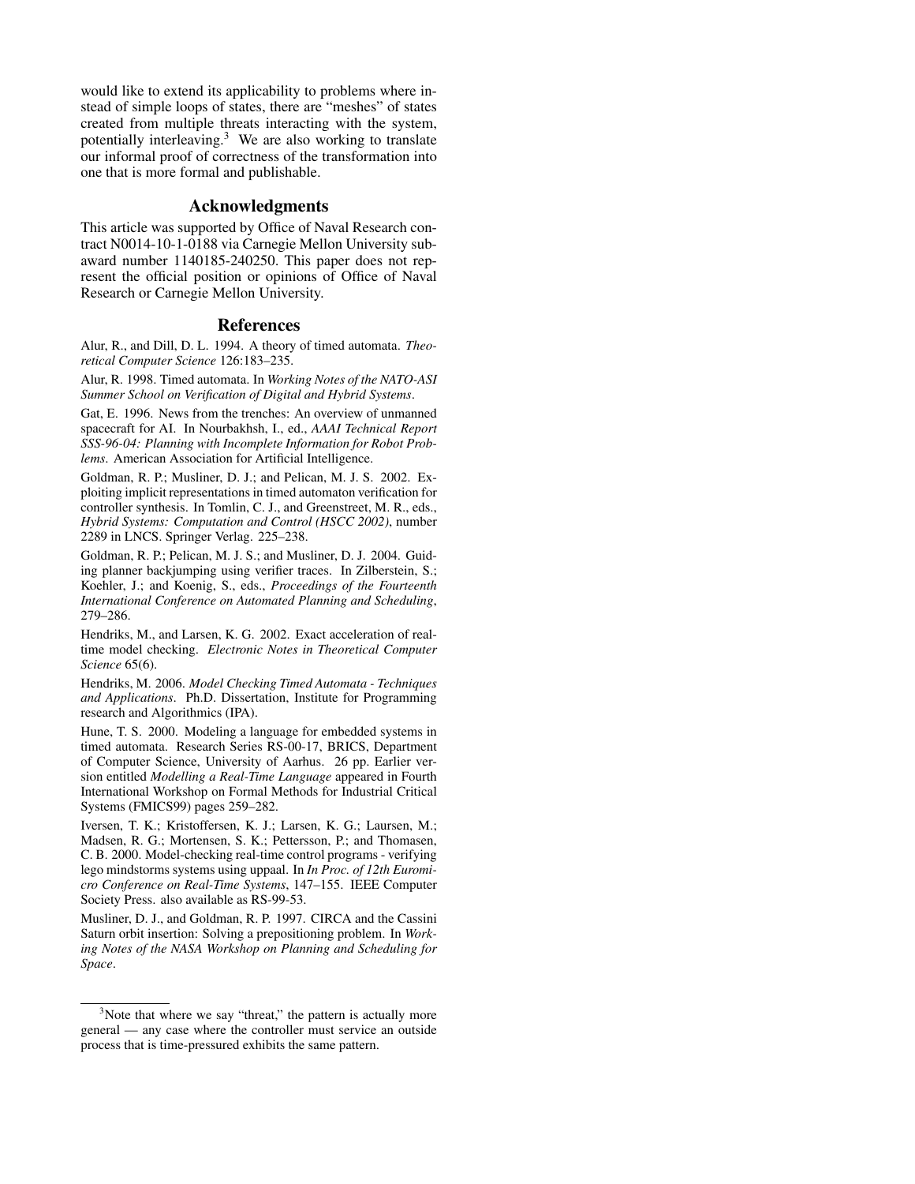would like to extend its applicability to problems where instead of simple loops of states, there are "meshes" of states created from multiple threats interacting with the system, potentially interleaving.[3] We are also working to translate our informal proof of correctness of the transformation into one that is more formal and publishable.

## Acknowledgments

This article was supported by Office of Naval Research contract N0014-10-1-0188 via Carnegie Mellon University subaward number 1140185-240250. This paper does not represent the official position or opinions of Office of Naval Research or Carnegie Mellon University.

## References

Alur, R., and Dill, D. L. 1994. A theory of timed automata. *Theoretical Computer Science* 126:183–235.

Alur, R. 1998. Timed automata. In *Working Notes of the NATO-ASI Summer School on Verification of Digital and Hybrid Systems*.

Gat, E. 1996. News from the trenches: An overview of unmanned spacecraft for AI. In Nourbakhsh, I., ed., *AAAI Technical Report SSS-96-04: Planning with Incomplete Information for Robot Problems*. American Association for Artificial Intelligence.

Goldman, R. P.; Musliner, D. J.; and Pelican, M. J. S. 2002. Exploiting implicit representations in timed automaton verification for controller synthesis. In Tomlin, C. J., and Greenstreet, M. R., eds., *Hybrid Systems: Computation and Control (HSCC 2002)*, number 2289 in LNCS. Springer Verlag. 225–238.

Goldman, R. P.; Pelican, M. J. S.; and Musliner, D. J. 2004. Guiding planner backjumping using verifier traces. In Zilberstein, S.; Koehler, J.; and Koenig, S., eds., *Proceedings of the Fourteenth International Conference on Automated Planning and Scheduling*, 279–286.

Hendriks, M., and Larsen, K. G. 2002. Exact acceleration of real-time model checking. *Electronic Notes in Theoretical Computer Science* 65(6).

Hendriks, M. 2006. *Model Checking Timed Automata - Techniques and Applications*. Ph.D. Dissertation, Institute for Programming research and Algorithmics (IPA).

Hune, T. S. 2000. Modeling a language for embedded systems in timed automata. Research Series RS-00-17, BRICS, Department of Computer Science, University of Aarhus. 26 pp. Earlier version entitled *Modelling a Real-Time Language* appeared in Fourth International Workshop on Formal Methods for Industrial Critical Systems (FMICS99) pages 259–282.

Iversen, T. K.; Kristoffersen, K. J.; Larsen, K. G.; Laursen, M.; Madsen, R. G.; Mortensen, S. K.; Pettersson, P.; and Thomasen, C. B. 2000. Model-checking real-time control programs - verifying lego mindstorms systems using uppaal. In *In Proc. of 12th Euromicro Conference on Real-Time Systems*, 147–155. IEEE Computer Society Press. also available as RS-99-53.

Musliner, D. J., and Goldman, R. P. 1997. CIRCA and the Cassini Saturn orbit insertion: Solving a prepositioning problem. In *Working Notes of the NASA Workshop on Planning and Scheduling for Space*.

[3] Note that where we say "threat," the pattern is actually more general — any case where the controller must service an outside process that is time-pressured exhibits the same pattern.